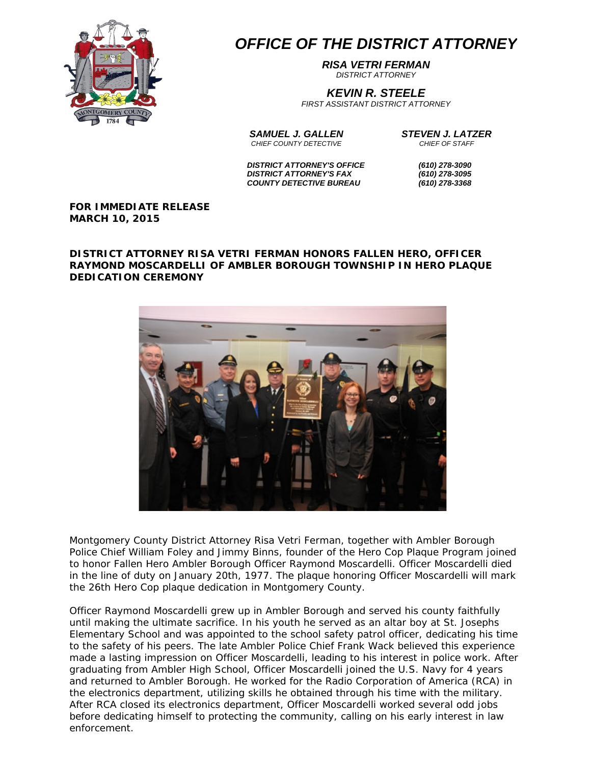# OFFICE OF THE DISTRICT ATTORNEY

**RISA VETRI FERMAN**
*DISTRICT ATTORNEY*

**KEVIN R. STEELE**
*FIRST ASSISTANT DISTRICT ATTORNEY*

**SAMUEL J. GALLEN**
*CHIEF COUNTY DETECTIVE*

**STEVEN J. LATZER**
*CHIEF OF STAFF*

| | |
|---|---|
| *DISTRICT ATTORNEY'S OFFICE* | *(610) 278-3090* |
| *DISTRICT ATTORNEY'S FAX* | *(610) 278-3095* |
| *COUNTY DETECTIVE BUREAU* | *(610) 278-3368* |

**FOR IMMEDIATE RELEASE**
**MARCH 10, 2015**

## DISTRICT ATTORNEY RISA VETRI FERMAN HONORS FALLEN HERO, OFFICER RAYMOND MOSCARDELLI OF AMBLER BOROUGH TOWNSHIP IN HERO PLAQUE DEDICATION CEREMONY

Montgomery County District Attorney Risa Vetri Ferman, together with Ambler Borough Police Chief William Foley and Jimmy Binns, founder of the Hero Cop Plaque Program joined to honor Fallen Hero Ambler Borough Officer Raymond Moscardelli. Officer Moscardelli died in the line of duty on January 20th, 1977. The plaque honoring Officer Moscardelli will mark the 26th Hero Cop plaque dedication in Montgomery County.

Officer Raymond Moscardelli grew up in Ambler Borough and served his county faithfully until making the ultimate sacrifice. In his youth he served as an altar boy at St. Josephs Elementary School and was appointed to the school safety patrol officer, dedicating his time to the safety of his peers. The late Ambler Police Chief Frank Wack believed this experience made a lasting impression on Officer Moscardelli, leading to his interest in police work. After graduating from Ambler High School, Officer Moscardelli joined the U.S. Navy for 4 years and returned to Ambler Borough. He worked for the Radio Corporation of America (RCA) in the electronics department, utilizing skills he obtained through his time with the military. After RCA closed its electronics department, Officer Moscardelli worked several odd jobs before dedicating himself to protecting the community, calling on his early interest in law enforcement.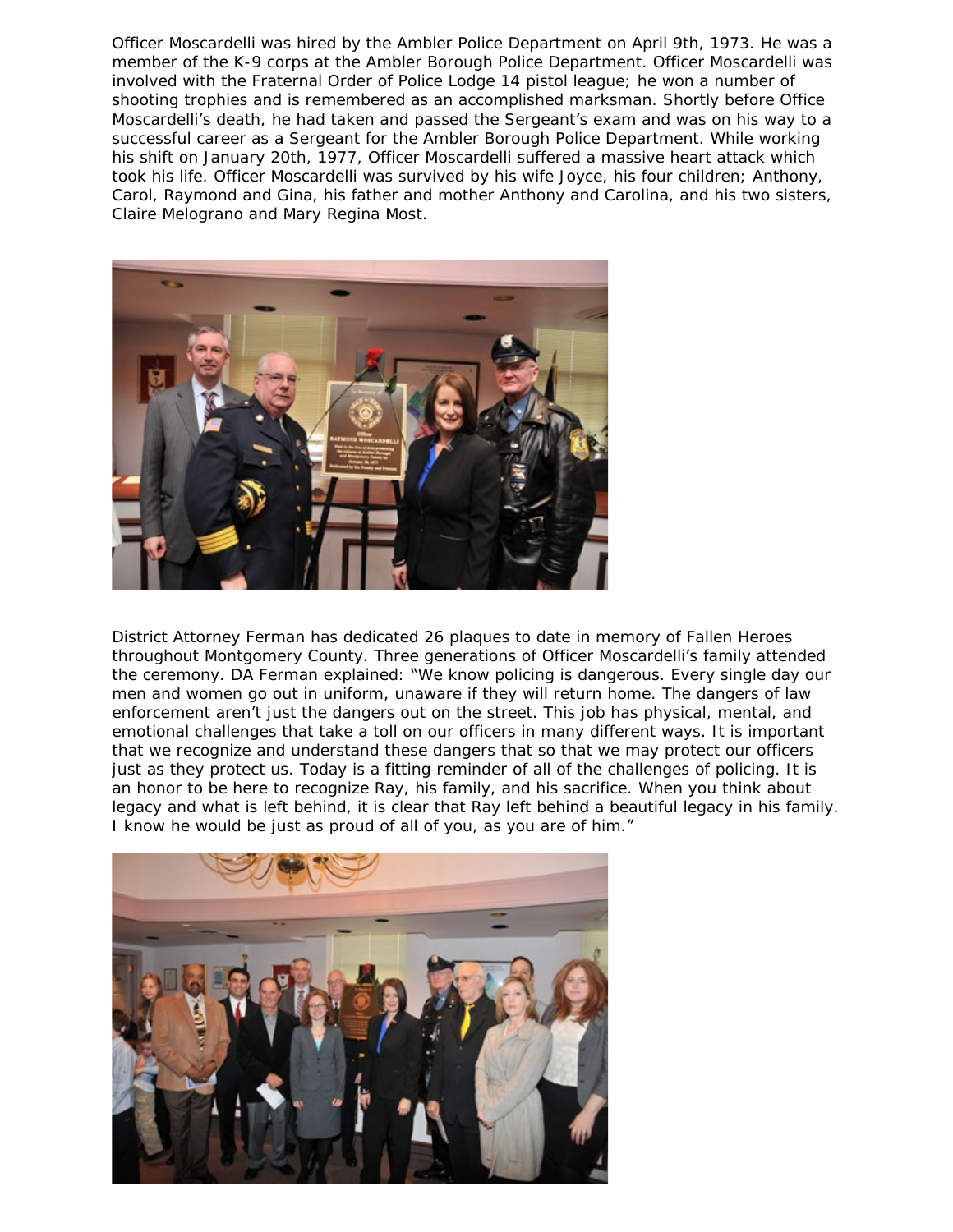Officer Moscardelli was hired by the Ambler Police Department on April 9th, 1973. He was a member of the K-9 corps at the Ambler Borough Police Department. Officer Moscardelli was involved with the Fraternal Order of Police Lodge 14 pistol league; he won a number of shooting trophies and is remembered as an accomplished marksman. Shortly before Office Moscardelli's death, he had taken and passed the Sergeant's exam and was on his way to a successful career as a Sergeant for the Ambler Borough Police Department. While working his shift on January 20th, 1977, Officer Moscardelli suffered a massive heart attack which took his life. Officer Moscardelli was survived by his wife Joyce, his four children; Anthony, Carol, Raymond and Gina, his father and mother Anthony and Carolina, and his two sisters, Claire Melograno and Mary Regina Most.

District Attorney Ferman has dedicated 26 plaques to date in memory of Fallen Heroes throughout Montgomery County. Three generations of Officer Moscardelli's family attended the ceremony. DA Ferman explained: "We know policing is dangerous. Every single day our men and women go out in uniform, unaware if they will return home. The dangers of law enforcement aren't just the dangers out on the street. This job has physical, mental, and emotional challenges that take a toll on our officers in many different ways. It is important that we recognize and understand these dangers that so that we may protect our officers just as they protect us. Today is a fitting reminder of all of the challenges of policing. It is an honor to be here to recognize Ray, his family, and his sacrifice. When you think about legacy and what is left behind, it is clear that Ray left behind a beautiful legacy in his family. I know he would be just as proud of all of you, as you are of him."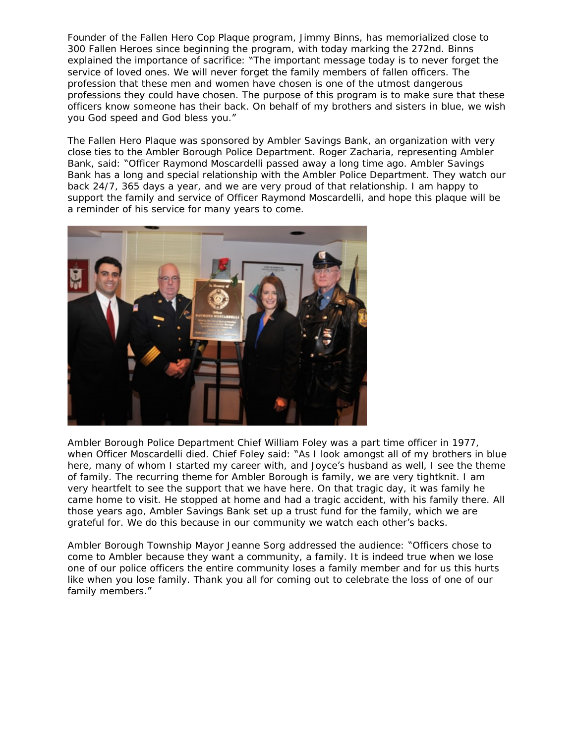Founder of the Fallen Hero Cop Plaque program, Jimmy Binns, has memorialized close to 300 Fallen Heroes since beginning the program, with today marking the 272nd. Binns explained the importance of sacrifice: "The important message today is to never forget the service of loved ones. We will never forget the family members of fallen officers. The profession that these men and women have chosen is one of the utmost dangerous professions they could have chosen. The purpose of this program is to make sure that these officers know someone has their back. On behalf of my brothers and sisters in blue, we wish you God speed and God bless you."

The Fallen Hero Plaque was sponsored by Ambler Savings Bank, an organization with very close ties to the Ambler Borough Police Department. Roger Zacharia, representing Ambler Bank, said: "Officer Raymond Moscardelli passed away a long time ago. Ambler Savings Bank has a long and special relationship with the Ambler Police Department. They watch our back 24/7, 365 days a year, and we are very proud of that relationship. I am happy to support the family and service of Officer Raymond Moscardelli, and hope this plaque will be a reminder of his service for many years to come.

Ambler Borough Police Department Chief William Foley was a part time officer in 1977, when Officer Moscardelli died. Chief Foley said: "As I look amongst all of my brothers in blue here, many of whom I started my career with, and Joyce's husband as well, I see the theme of family. The recurring theme for Ambler Borough is family, we are very tightknit. I am very heartfelt to see the support that we have here. On that tragic day, it was family he came home to visit. He stopped at home and had a tragic accident, with his family there. All those years ago, Ambler Savings Bank set up a trust fund for the family, which we are grateful for. We do this because in our community we watch each other's backs.

Ambler Borough Township Mayor Jeanne Sorg addressed the audience: "Officers chose to come to Ambler because they want a community, a family. It is indeed true when we lose one of our police officers the entire community loses a family member and for us this hurts like when you lose family. Thank you all for coming out to celebrate the loss of one of our family members."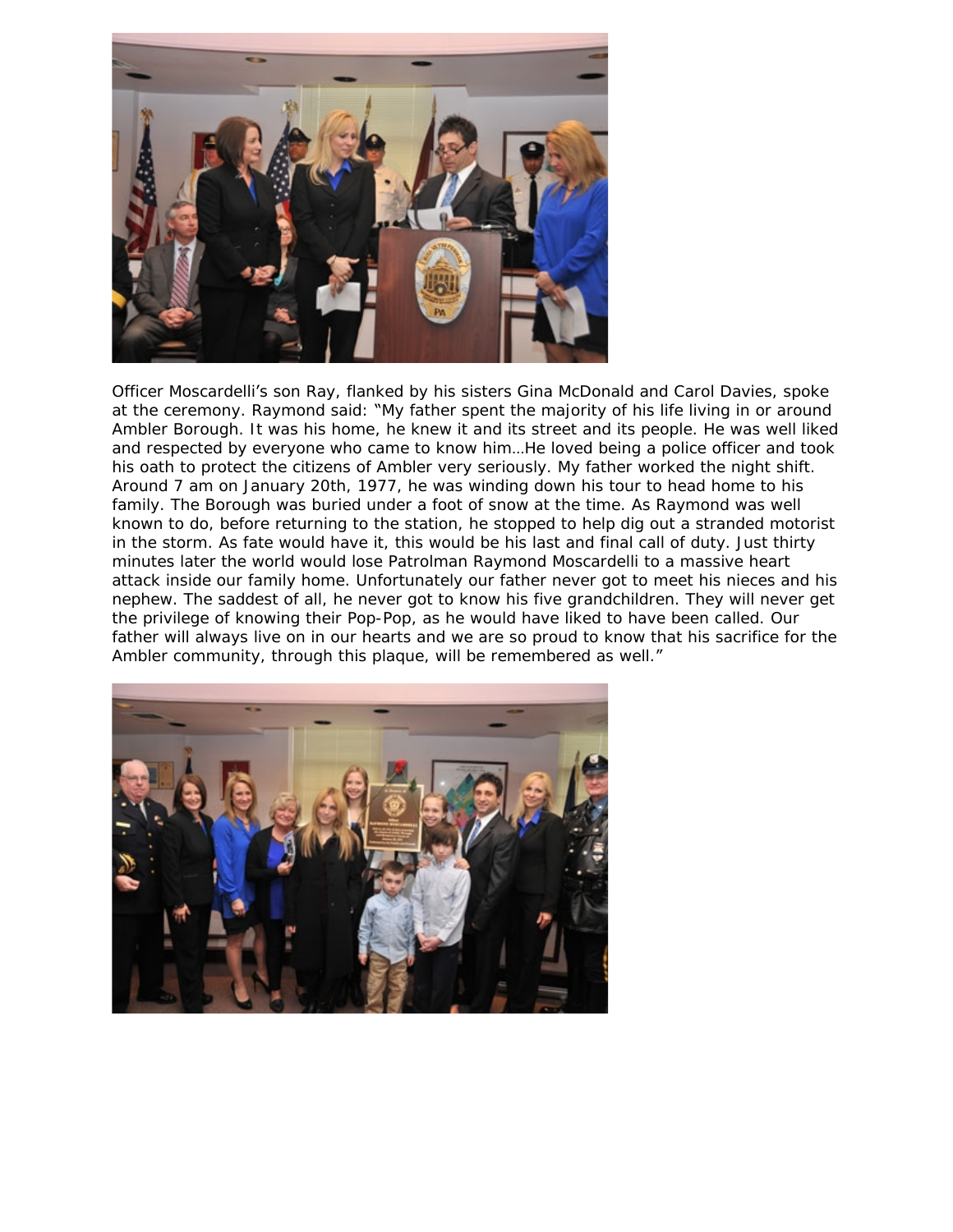Officer Moscardelli's son Ray, flanked by his sisters Gina McDonald and Carol Davies, spoke at the ceremony. Raymond said: "My father spent the majority of his life living in or around Ambler Borough. It was his home, he knew it and its street and its people. He was well liked and respected by everyone who came to know him…He loved being a police officer and took his oath to protect the citizens of Ambler very seriously. My father worked the night shift. Around 7 am on January 20th, 1977, he was winding down his tour to head home to his family. The Borough was buried under a foot of snow at the time. As Raymond was well known to do, before returning to the station, he stopped to help dig out a stranded motorist in the storm. As fate would have it, this would be his last and final call of duty. Just thirty minutes later the world would lose Patrolman Raymond Moscardelli to a massive heart attack inside our family home. Unfortunately our father never got to meet his nieces and his nephew. The saddest of all, he never got to know his five grandchildren. They will never get the privilege of knowing their Pop-Pop, as he would have liked to have been called. Our father will always live on in our hearts and we are so proud to know that his sacrifice for the Ambler community, through this plaque, will be remembered as well."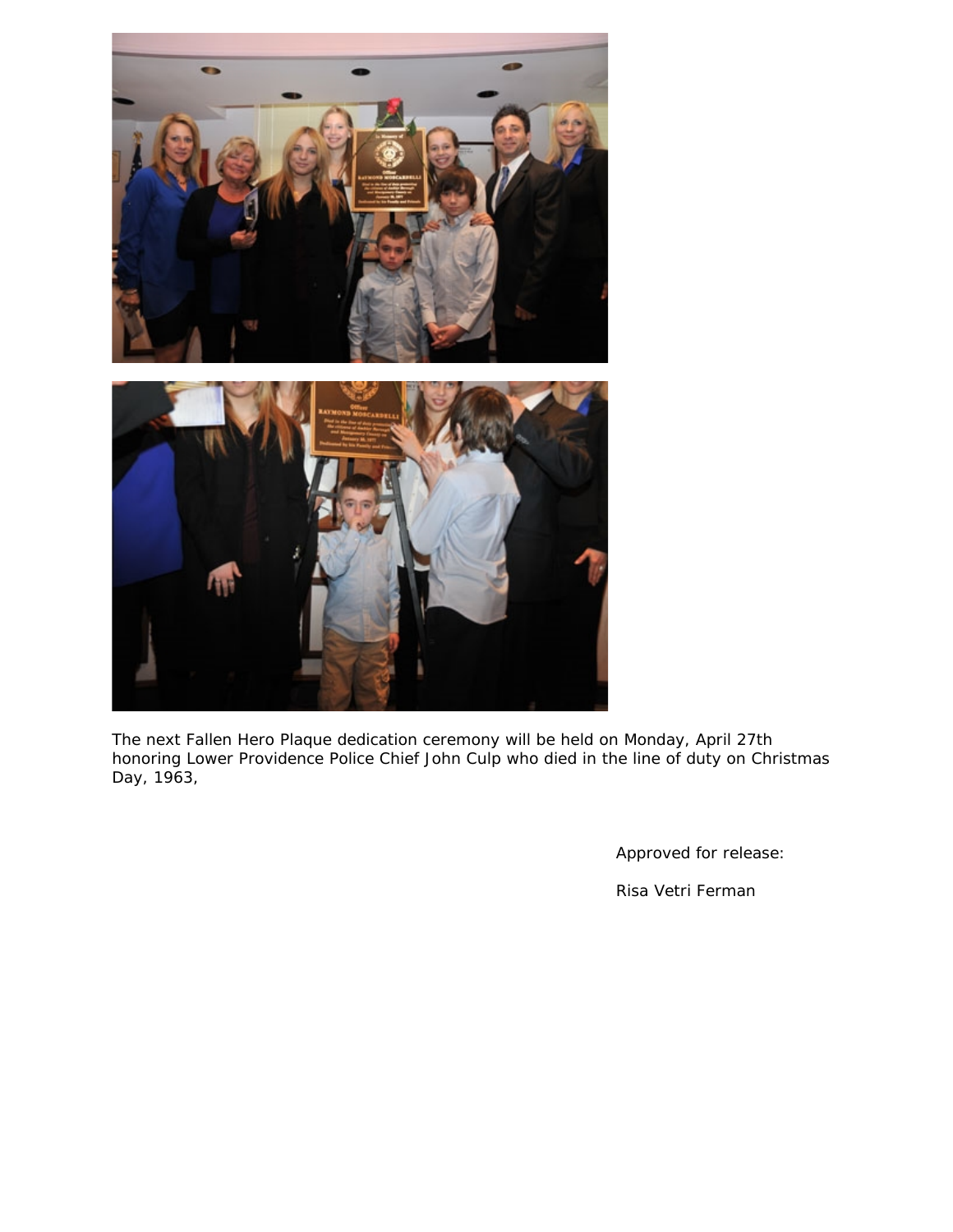The next Fallen Hero Plaque dedication ceremony will be held on Monday, April 27th honoring Lower Providence Police Chief John Culp who died in the line of duty on Christmas Day, 1963,

Approved for release:

Risa Vetri Ferman